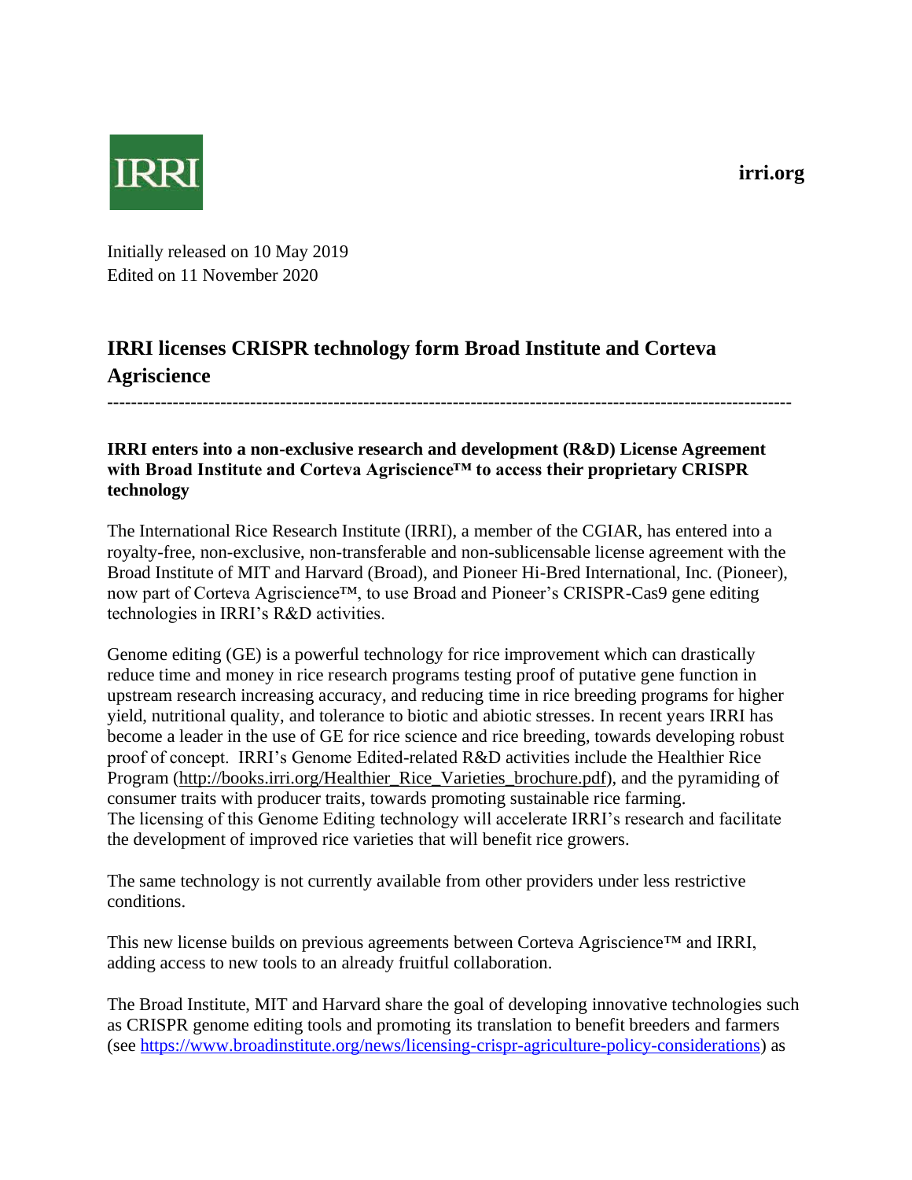IRRI

irri.org

Initially released on 10 May 2019
Edited on 11 November 2020

# IRRI licenses CRISPR technology form Broad Institute and Corteva Agriscience

---

**IRRI enters into a non-exclusive research and development (R&D) License Agreement with Broad Institute and Corteva Agriscience™ to access their proprietary CRISPR technology**

The International Rice Research Institute (IRRI), a member of the CGIAR, has entered into a royalty-free, non-exclusive, non-transferable and non-sublicensable license agreement with the Broad Institute of MIT and Harvard (Broad), and Pioneer Hi-Bred International, Inc. (Pioneer), now part of Corteva Agriscience™, to use Broad and Pioneer's CRISPR-Cas9 gene editing technologies in IRRI's R&D activities.

Genome editing (GE) is a powerful technology for rice improvement which can drastically reduce time and money in rice research programs testing proof of putative gene function in upstream research increasing accuracy, and reducing time in rice breeding programs for higher yield, nutritional quality, and tolerance to biotic and abiotic stresses. In recent years IRRI has become a leader in the use of GE for rice science and rice breeding, towards developing robust proof of concept. IRRI's Genome Edited-related R&D activities include the Healthier Rice Program (http://books.irri.org/Healthier_Rice_Varieties_brochure.pdf), and the pyramiding of consumer traits with producer traits, towards promoting sustainable rice farming.
The licensing of this Genome Editing technology will accelerate IRRI's research and facilitate the development of improved rice varieties that will benefit rice growers.

The same technology is not currently available from other providers under less restrictive conditions.

This new license builds on previous agreements between Corteva Agriscience™ and IRRI, adding access to new tools to an already fruitful collaboration.

The Broad Institute, MIT and Harvard share the goal of developing innovative technologies such as CRISPR genome editing tools and promoting its translation to benefit breeders and farmers (see https://www.broadinstitute.org/news/licensing-crispr-agriculture-policy-considerations) as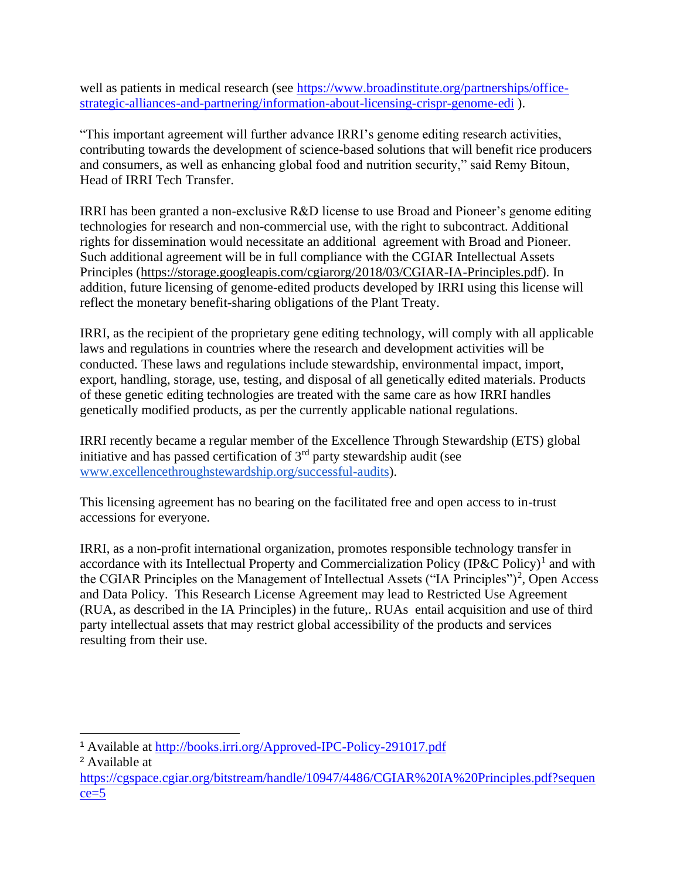well as patients in medical research (see [https://www.broadinstitute.org/partnerships/office-strategic-alliances-and-partnering/information-about-licensing-crispr-genome-edi](https://www.broadinstitute.org/partnerships/office-strategic-alliances-and-partnering/information-about-licensing-crispr-genome-edi) ).

"This important agreement will further advance IRRI's genome editing research activities, contributing towards the development of science-based solutions that will benefit rice producers and consumers, as well as enhancing global food and nutrition security," said Remy Bitoun, Head of IRRI Tech Transfer.

IRRI has been granted a non-exclusive R&D license to use Broad and Pioneer's genome editing technologies for research and non-commercial use, with the right to subcontract. Additional rights for dissemination would necessitate an additional agreement with Broad and Pioneer. Such additional agreement will be in full compliance with the CGIAR Intellectual Assets Principles (https://storage.googleapis.com/cgiarorg/2018/03/CGIAR-IA-Principles.pdf). In addition, future licensing of genome-edited products developed by IRRI using this license will reflect the monetary benefit-sharing obligations of the Plant Treaty.

IRRI, as the recipient of the proprietary gene editing technology, will comply with all applicable laws and regulations in countries where the research and development activities will be conducted. These laws and regulations include stewardship, environmental impact, import, export, handling, storage, use, testing, and disposal of all genetically edited materials. Products of these genetic editing technologies are treated with the same care as how IRRI handles genetically modified products, as per the currently applicable national regulations.

IRRI recently became a regular member of the Excellence Through Stewardship (ETS) global initiative and has passed certification of 3rd party stewardship audit (see [www.excellencethroughstewardship.org/successful-audits](www.excellencethroughstewardship.org/successful-audits)).

This licensing agreement has no bearing on the facilitated free and open access to in-trust accessions for everyone.

IRRI, as a non-profit international organization, promotes responsible technology transfer in accordance with its Intellectual Property and Commercialization Policy (IP&C Policy)[1] and with the CGIAR Principles on the Management of Intellectual Assets ("IA Principles")[2], Open Access and Data Policy. This Research License Agreement may lead to Restricted Use Agreement (RUA, as described in the IA Principles) in the future,. RUAs entail acquisition and use of third party intellectual assets that may restrict global accessibility of the products and services resulting from their use.

---

[1] Available at [http://books.irri.org/Approved-IPC-Policy-291017.pdf](http://books.irri.org/Approved-IPC-Policy-291017.pdf)

[2] Available at [https://cgspace.cgiar.org/bitstream/handle/10947/4486/CGIAR%20IA%20Principles.pdf?sequence=5](https://cgspace.cgiar.org/bitstream/handle/10947/4486/CGIAR%20IA%20Principles.pdf?sequence=5)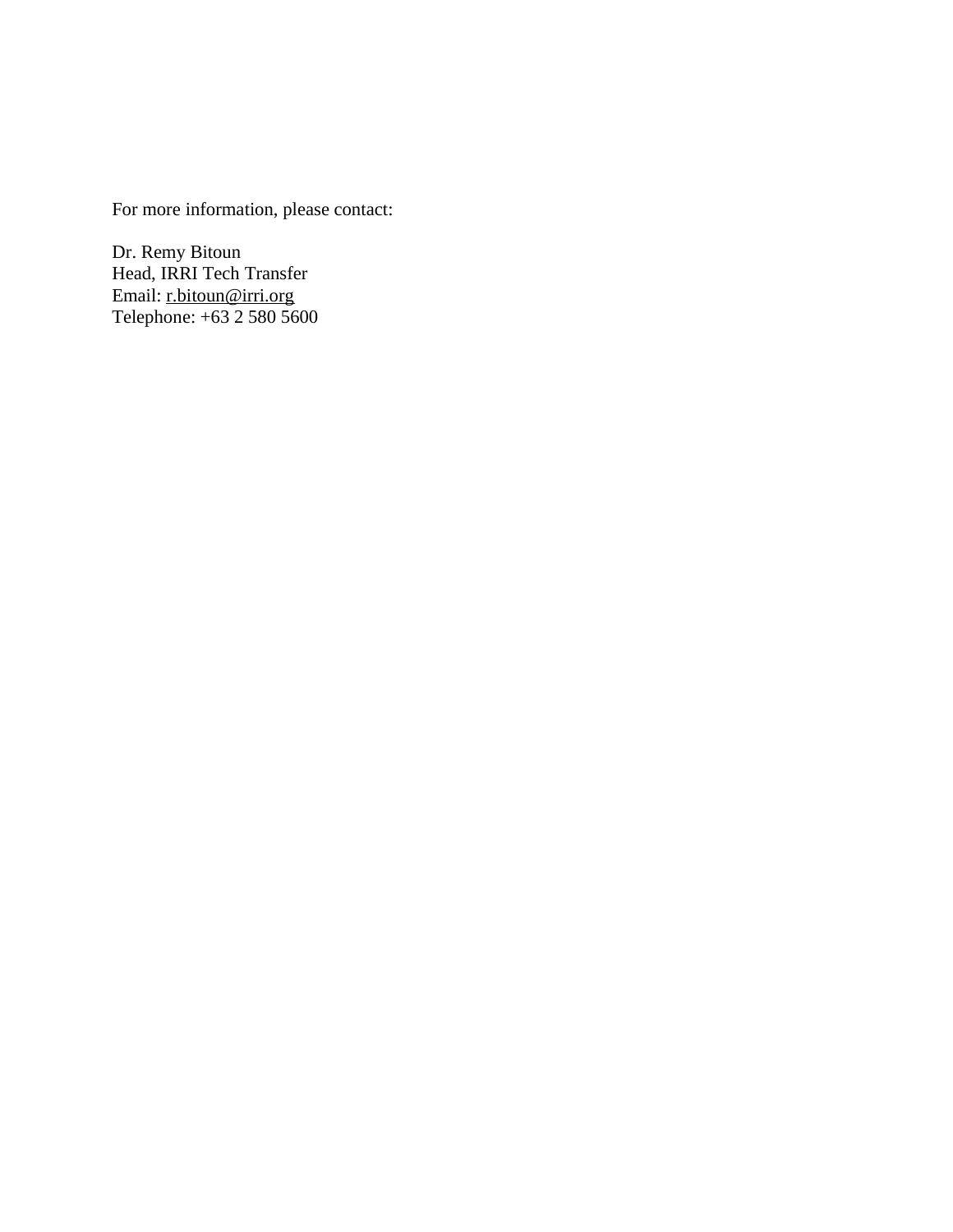For more information, please contact:

Dr. Remy Bitoun
Head, IRRI Tech Transfer
Email: r.bitoun@irri.org
Telephone: +63 2 580 5600